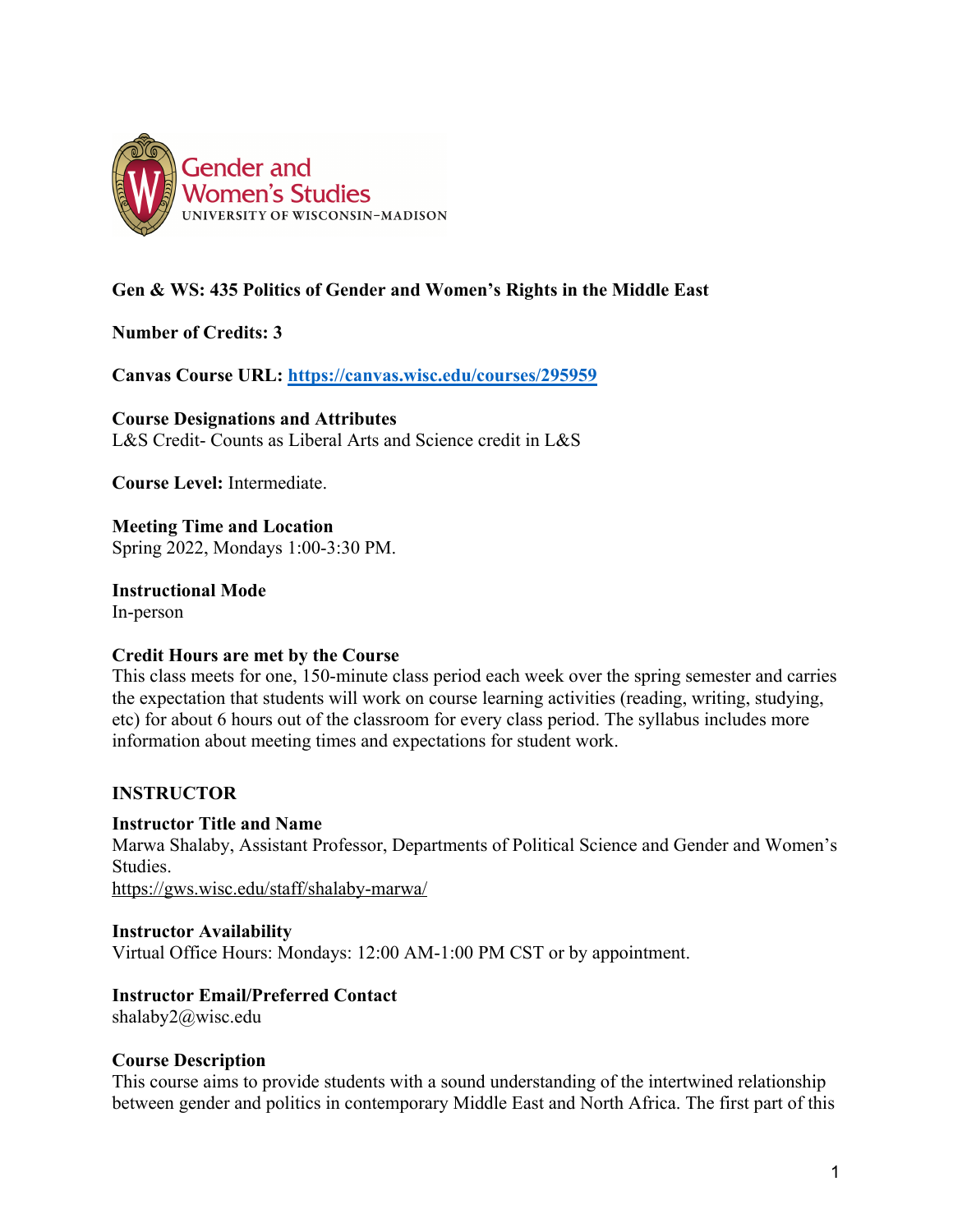**Gen & WS: 435 Politics of Gender and Women's Rights in the Middle East**

**Number of Credits: 3**

**Canvas Course URL:** https://canvas.wisc.edu/courses/295959

**Course Designations and Attributes**
L&S Credit- Counts as Liberal Arts and Science credit in L&S

**Course Level:** Intermediate.

**Meeting Time and Location**
Spring 2022, Mondays 1:00-3:30 PM.

**Instructional Mode**
In-person

**Credit Hours are met by the Course**
This class meets for one, 150-minute class period each week over the spring semester and carries the expectation that students will work on course learning activities (reading, writing, studying, etc) for about 6 hours out of the classroom for every class period. The syllabus includes more information about meeting times and expectations for student work.

## INSTRUCTOR

**Instructor Title and Name**
Marwa Shalaby, Assistant Professor, Departments of Political Science and Gender and Women's Studies.
https://gws.wisc.edu/staff/shalaby-marwa/

**Instructor Availability**
Virtual Office Hours: Mondays: 12:00 AM-1:00 PM CST or by appointment.

**Instructor Email/Preferred Contact**
shalaby2@wisc.edu

**Course Description**
This course aims to provide students with a sound understanding of the intertwined relationship between gender and politics in contemporary Middle East and North Africa. The first part of this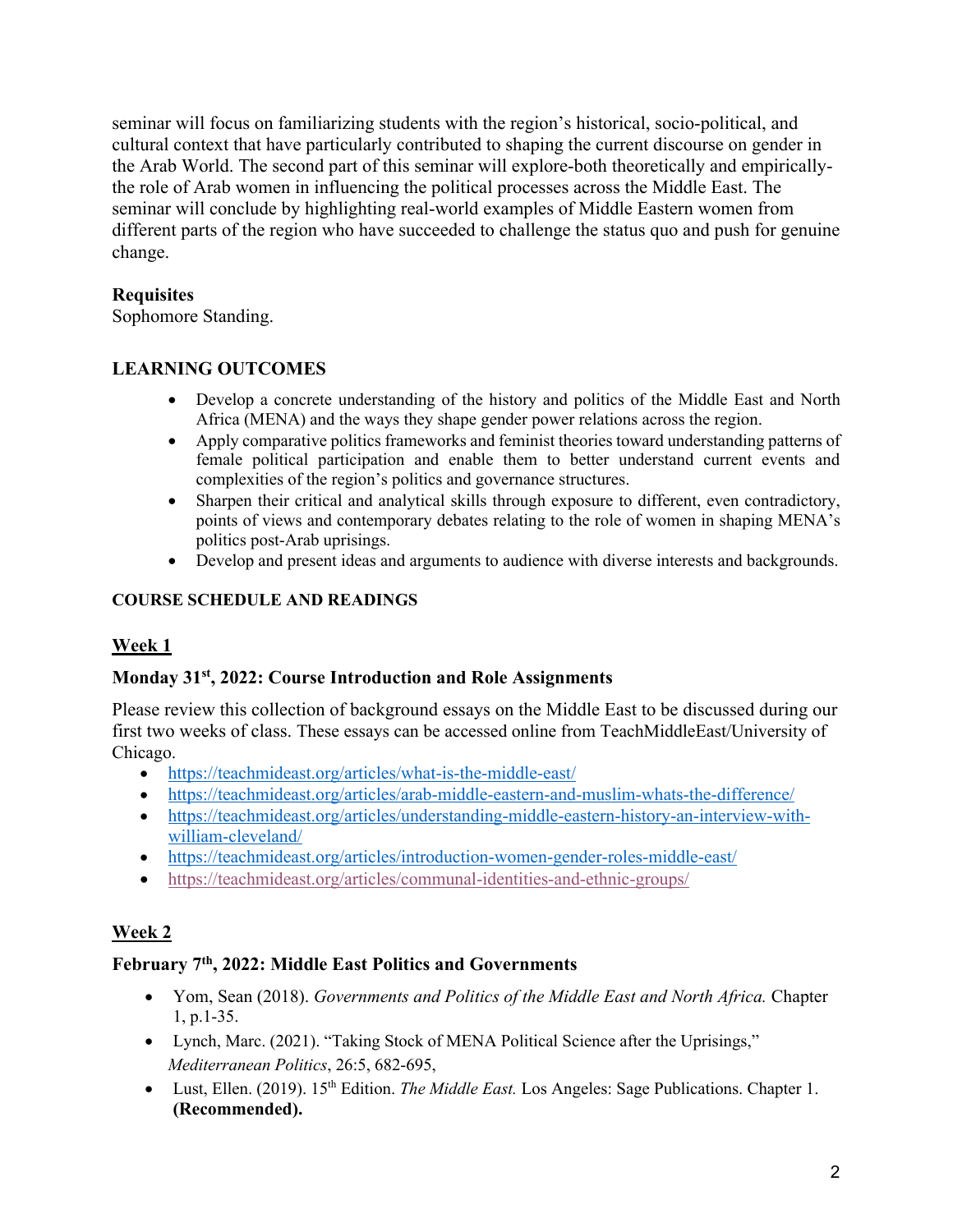seminar will focus on familiarizing students with the region's historical, socio-political, and cultural context that have particularly contributed to shaping the current discourse on gender in the Arab World. The second part of this seminar will explore-both theoretically and empirically-the role of Arab women in influencing the political processes across the Middle East. The seminar will conclude by highlighting real-world examples of Middle Eastern women from different parts of the region who have succeeded to challenge the status quo and push for genuine change.

**Requisites**
Sophomore Standing.

## LEARNING OUTCOMES

- Develop a concrete understanding of the history and politics of the Middle East and North Africa (MENA) and the ways they shape gender power relations across the region.
- Apply comparative politics frameworks and feminist theories toward understanding patterns of female political participation and enable them to better understand current events and complexities of the region's politics and governance structures.
- Sharpen their critical and analytical skills through exposure to different, even contradictory, points of views and contemporary debates relating to the role of women in shaping MENA's politics post-Arab uprisings.
- Develop and present ideas and arguments to audience with diverse interests and backgrounds.

## COURSE SCHEDULE AND READINGS

### Week 1

**Monday 31st, 2022: Course Introduction and Role Assignments**

Please review this collection of background essays on the Middle East to be discussed during our first two weeks of class. These essays can be accessed online from TeachMiddleEast/University of Chicago.

- https://teachmideast.org/articles/what-is-the-middle-east/
- https://teachmideast.org/articles/arab-middle-eastern-and-muslim-whats-the-difference/
- https://teachmideast.org/articles/understanding-middle-eastern-history-an-interview-with-william-cleveland/
- https://teachmideast.org/articles/introduction-women-gender-roles-middle-east/
- https://teachmideast.org/articles/communal-identities-and-ethnic-groups/

### Week 2

**February 7th, 2022: Middle East Politics and Governments**

- Yom, Sean (2018). *Governments and Politics of the Middle East and North Africa.* Chapter 1, p.1-35.
- Lynch, Marc. (2021). "Taking Stock of MENA Political Science after the Uprisings," *Mediterranean Politics*, 26:5, 682-695,
- Lust, Ellen. (2019). 15th Edition. *The Middle East.* Los Angeles: Sage Publications. Chapter 1. **(Recommended).**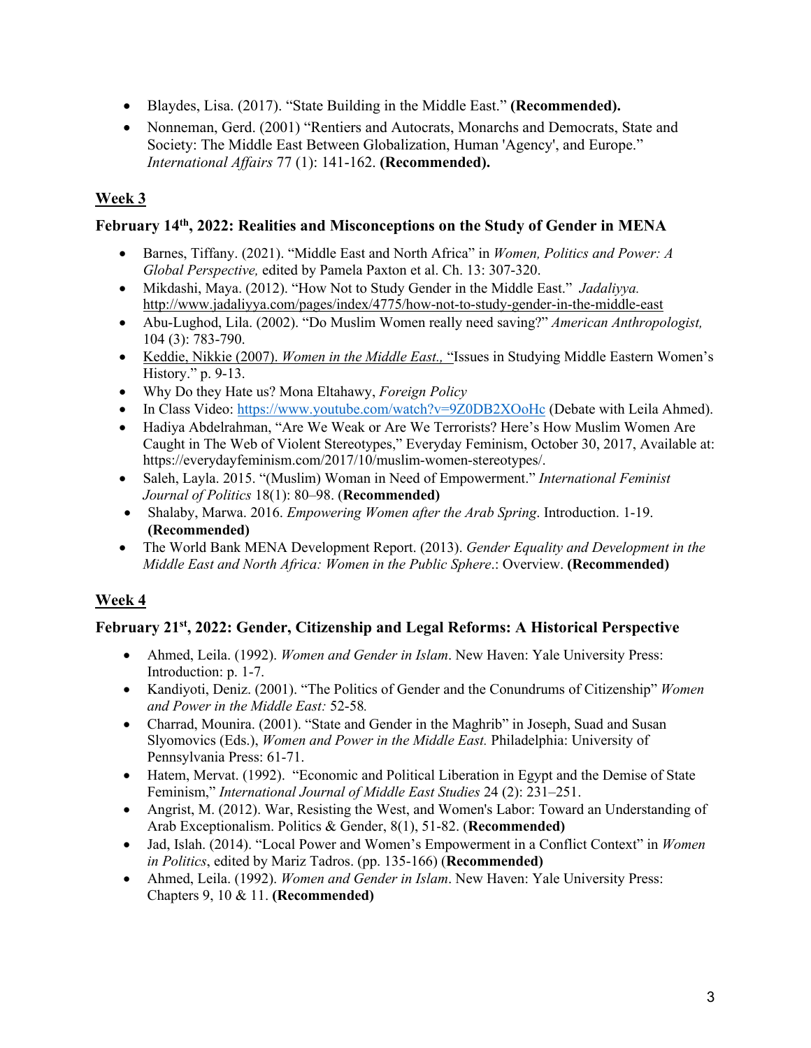- Blaydes, Lisa. (2017). "State Building in the Middle East." **(Recommended).**
- Nonneman, Gerd. (2001) "Rentiers and Autocrats, Monarchs and Democrats, State and Society: The Middle East Between Globalization, Human 'Agency', and Europe." *International Affairs* 77 (1): 141-162. **(Recommended).**

## Week 3

### February 14th, 2022: Realities and Misconceptions on the Study of Gender in MENA

- Barnes, Tiffany. (2021). "Middle East and North Africa" in *Women, Politics and Power: A Global Perspective,* edited by Pamela Paxton et al. Ch. 13: 307-320.
- Mikdashi, Maya. (2012). "How Not to Study Gender in the Middle East." *Jadaliyya.* http://www.jadaliyya.com/pages/index/4775/how-not-to-study-gender-in-the-middle-east
- Abu-Lughod, Lila. (2002). "Do Muslim Women really need saving?" *American Anthropologist,* 104 (3): 783-790.
- Keddie, Nikkie (2007). *Women in the Middle East.,* "Issues in Studying Middle Eastern Women's History." p. 9-13.
- Why Do they Hate us? Mona Eltahawy, *Foreign Policy*
- In Class Video: https://www.youtube.com/watch?v=9Z0DB2XOoHc (Debate with Leila Ahmed).
- Hadiya Abdelrahman, "Are We Weak or Are We Terrorists? Here's How Muslim Women Are Caught in The Web of Violent Stereotypes," Everyday Feminism, October 30, 2017, Available at: https://everydayfeminism.com/2017/10/muslim-women-stereotypes/.
- Saleh, Layla. 2015. "(Muslim) Woman in Need of Empowerment." *International Feminist Journal of Politics* 18(1): 80–98. (**Recommended)**
- Shalaby, Marwa. 2016. *Empowering Women after the Arab Spring*. Introduction. 1-19. **(Recommended)**
- The World Bank MENA Development Report. (2013). *Gender Equality and Development in the Middle East and North Africa: Women in the Public Sphere*.: Overview. **(Recommended)**

## Week 4

### February 21st, 2022: Gender, Citizenship and Legal Reforms: A Historical Perspective

- Ahmed, Leila. (1992). *Women and Gender in Islam*. New Haven: Yale University Press: Introduction: p. 1-7.
- Kandiyoti, Deniz. (2001). "The Politics of Gender and the Conundrums of Citizenship" *Women and Power in the Middle East:* 52-58*.*
- Charrad, Mounira. (2001). "State and Gender in the Maghrib" in Joseph, Suad and Susan Slyomovics (Eds.), *Women and Power in the Middle East.* Philadelphia: University of Pennsylvania Press: 61-71.
- Hatem, Mervat. (1992). "Economic and Political Liberation in Egypt and the Demise of State Feminism," *International Journal of Middle East Studies* 24 (2): 231–251.
- Angrist, M. (2012). War, Resisting the West, and Women's Labor: Toward an Understanding of Arab Exceptionalism. Politics & Gender, 8(1), 51-82. (**Recommended)**
- Jad, Islah. (2014). "Local Power and Women's Empowerment in a Conflict Context" in *Women in Politics*, edited by Mariz Tadros. (pp. 135-166) (**Recommended)**
- Ahmed, Leila. (1992). *Women and Gender in Islam*. New Haven: Yale University Press: Chapters 9, 10 & 11. **(Recommended)**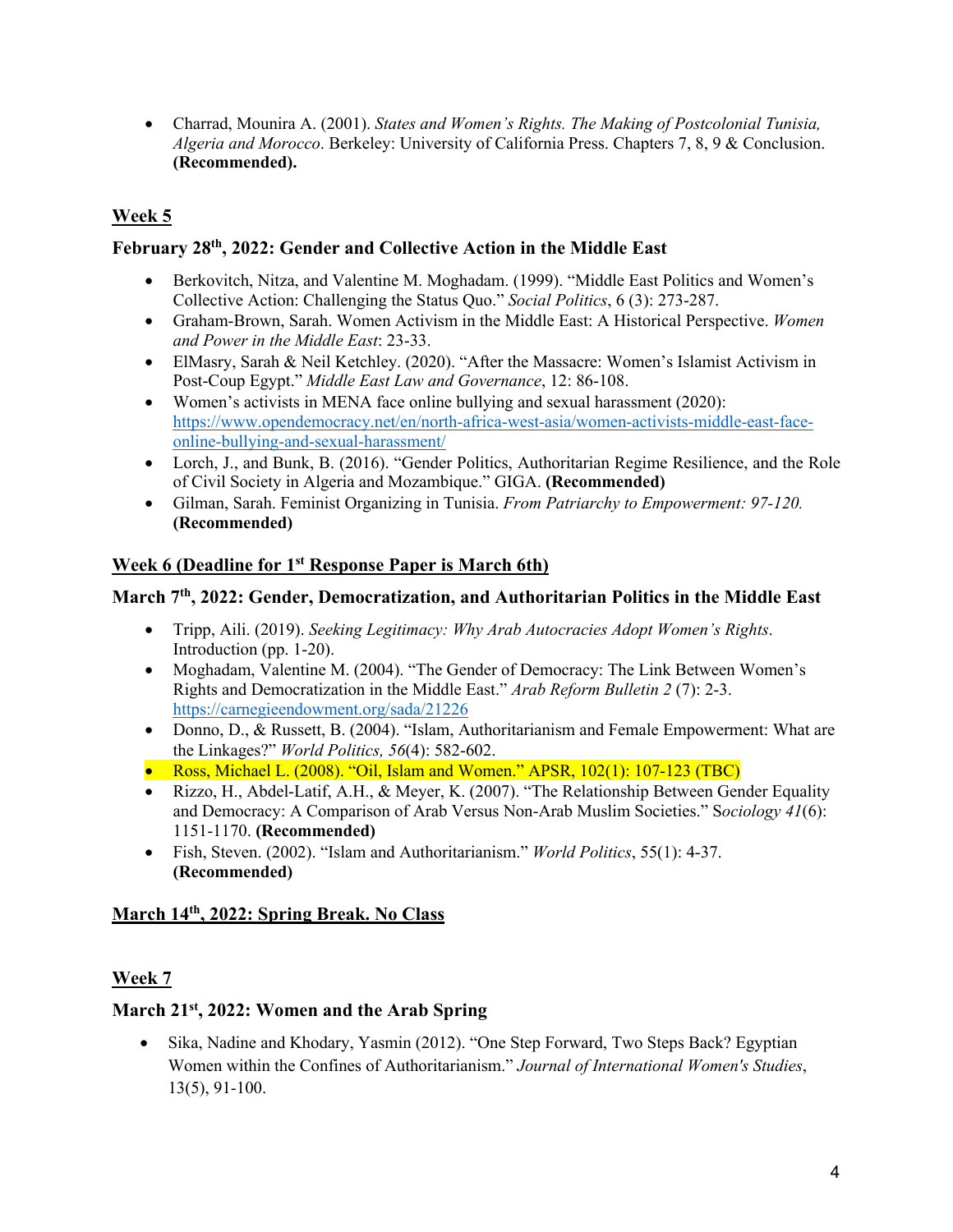- Charrad, Mounira A. (2001). *States and Women's Rights. The Making of Postcolonial Tunisia, Algeria and Morocco*. Berkeley: University of California Press. Chapters 7, 8, 9 & Conclusion. **(Recommended).**

## Week 5

### February 28th, 2022: Gender and Collective Action in the Middle East

- Berkovitch, Nitza, and Valentine M. Moghadam. (1999). "Middle East Politics and Women's Collective Action: Challenging the Status Quo." *Social Politics*, 6 (3): 273-287.
- Graham-Brown, Sarah. Women Activism in the Middle East: A Historical Perspective. *Women and Power in the Middle East*: 23-33.
- ElMasry, Sarah & Neil Ketchley. (2020). "After the Massacre: Women's Islamist Activism in Post-Coup Egypt." *Middle East Law and Governance*, 12: 86-108.
- Women's activists in MENA face online bullying and sexual harassment (2020): https://www.opendemocracy.net/en/north-africa-west-asia/women-activists-middle-east-face-online-bullying-and-sexual-harassment/
- Lorch, J., and Bunk, B. (2016). "Gender Politics, Authoritarian Regime Resilience, and the Role of Civil Society in Algeria and Mozambique." GIGA. **(Recommended)**
- Gilman, Sarah. Feminist Organizing in Tunisia. *From Patriarchy to Empowerment: 97-120.* **(Recommended)**

## Week 6 (Deadline for 1st Response Paper is March 6th)

### March 7th, 2022: Gender, Democratization, and Authoritarian Politics in the Middle East

- Tripp, Aili. (2019). *Seeking Legitimacy: Why Arab Autocracies Adopt Women's Rights*. Introduction (pp. 1-20).
- Moghadam, Valentine M. (2004). "The Gender of Democracy: The Link Between Women's Rights and Democratization in the Middle East." *Arab Reform Bulletin 2* (7): 2-3. https://carnegieendowment.org/sada/21226
- Donno, D., & Russett, B. (2004). "Islam, Authoritarianism and Female Empowerment: What are the Linkages?" *World Politics, 56*(4): 582-602.
- Ross, Michael L. (2008). "Oil, Islam and Women." APSR, 102(1): 107-123 (TBC)
- Rizzo, H., Abdel-Latif, A.H., & Meyer, K. (2007). "The Relationship Between Gender Equality and Democracy: A Comparison of Arab Versus Non-Arab Muslim Societies." S*ociology 41*(6): 1151-1170. **(Recommended)**
- Fish, Steven. (2002). "Islam and Authoritarianism." *World Politics*, 55(1): 4-37. **(Recommended)**

## March 14th, 2022: Spring Break. No Class

## Week 7

### March 21st, 2022: Women and the Arab Spring

- Sika, Nadine and Khodary, Yasmin (2012). "One Step Forward, Two Steps Back? Egyptian Women within the Confines of Authoritarianism." *Journal of International Women's Studies*, 13(5), 91-100.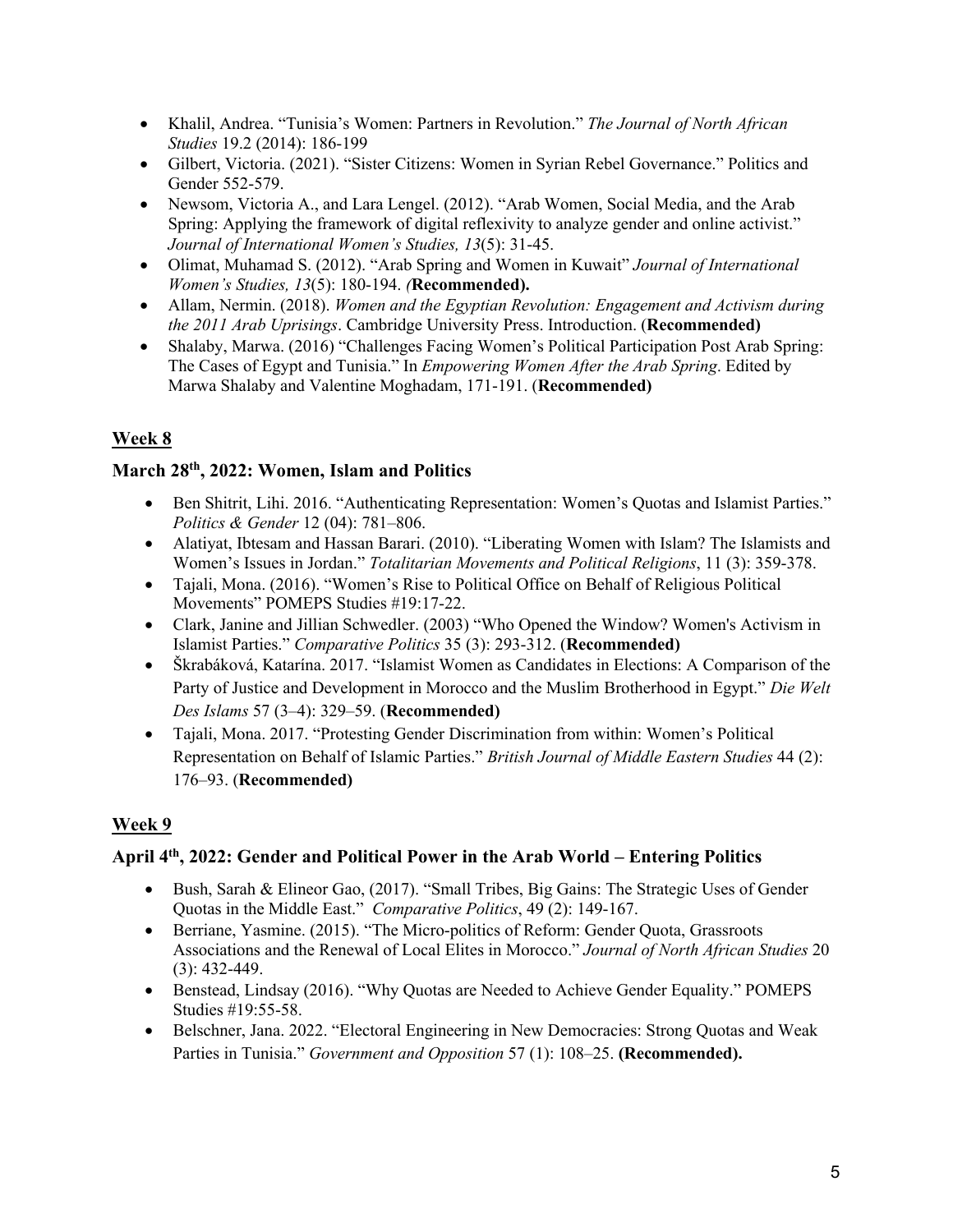- Khalil, Andrea. "Tunisia's Women: Partners in Revolution." *The Journal of North African Studies* 19.2 (2014): 186-199
- Gilbert, Victoria. (2021). "Sister Citizens: Women in Syrian Rebel Governance." Politics and Gender 552-579.
- Newsom, Victoria A., and Lara Lengel. (2012). "Arab Women, Social Media, and the Arab Spring: Applying the framework of digital reflexivity to analyze gender and online activist." *Journal of International Women's Studies, 13*(5): 31-45.
- Olimat, Muhamad S. (2012). "Arab Spring and Women in Kuwait" *Journal of International Women's Studies, 13*(5): 180-194. *(***Recommended).**
- Allam, Nermin. (2018). *Women and the Egyptian Revolution: Engagement and Activism during the 2011 Arab Uprisings*. Cambridge University Press. Introduction. (**Recommended)**
- Shalaby, Marwa. (2016) "Challenges Facing Women's Political Participation Post Arab Spring: The Cases of Egypt and Tunisia." In *Empowering Women After the Arab Spring*. Edited by Marwa Shalaby and Valentine Moghadam, 171-191. (**Recommended)**

## Week 8

### March 28th, 2022: Women, Islam and Politics

- Ben Shitrit, Lihi. 2016. "Authenticating Representation: Women's Quotas and Islamist Parties." *Politics & Gender* 12 (04): 781–806.
- Alatiyat, Ibtesam and Hassan Barari. (2010). "Liberating Women with Islam? The Islamists and Women's Issues in Jordan." *Totalitarian Movements and Political Religions*, 11 (3): 359-378.
- Tajali, Mona. (2016). "Women's Rise to Political Office on Behalf of Religious Political Movements" POMEPS Studies #19:17-22.
- Clark, Janine and Jillian Schwedler. (2003) "Who Opened the Window? Women's Activism in Islamist Parties." *Comparative Politics* 35 (3): 293-312. (**Recommended)**
- Škrabáková, Katarína. 2017. "Islamist Women as Candidates in Elections: A Comparison of the Party of Justice and Development in Morocco and the Muslim Brotherhood in Egypt." *Die Welt Des Islams* 57 (3–4): 329–59. (**Recommended)**
- Tajali, Mona. 2017. "Protesting Gender Discrimination from within: Women's Political Representation on Behalf of Islamic Parties." *British Journal of Middle Eastern Studies* 44 (2): 176–93. (**Recommended)**

## Week 9

### April 4th, 2022: Gender and Political Power in the Arab World – Entering Politics

- Bush, Sarah & Elineor Gao, (2017). "Small Tribes, Big Gains: The Strategic Uses of Gender Quotas in the Middle East." *Comparative Politics*, 49 (2): 149-167.
- Berriane, Yasmine. (2015). "The Micro-politics of Reform: Gender Quota, Grassroots Associations and the Renewal of Local Elites in Morocco." *Journal of North African Studies* 20 (3): 432-449.
- Benstead, Lindsay (2016). "Why Quotas are Needed to Achieve Gender Equality." POMEPS Studies #19:55-58.
- Belschner, Jana. 2022. "Electoral Engineering in New Democracies: Strong Quotas and Weak Parties in Tunisia." *Government and Opposition* 57 (1): 108–25. **(Recommended).**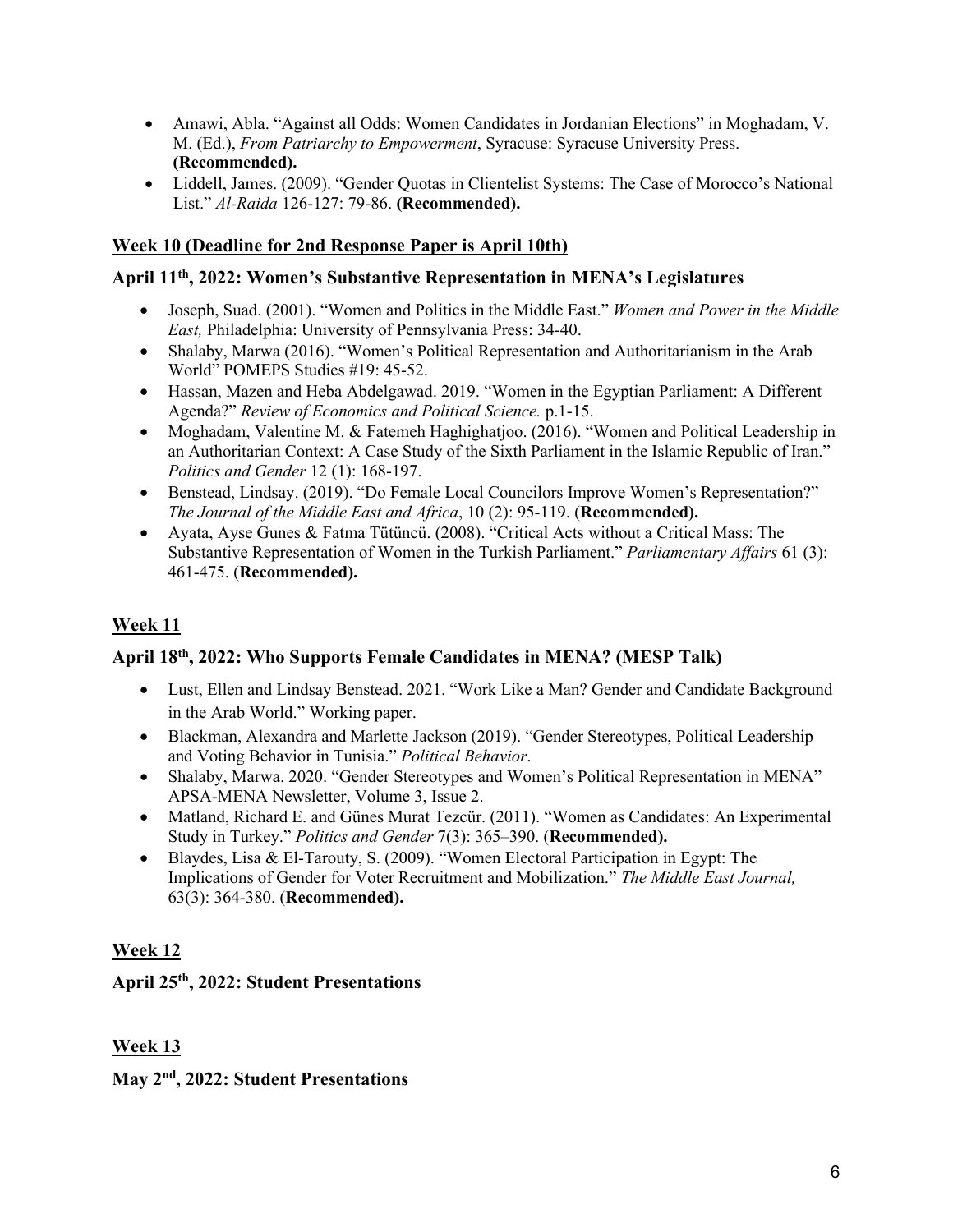- Amawi, Abla. "Against all Odds: Women Candidates in Jordanian Elections" in Moghadam, V. M. (Ed.), *From Patriarchy to Empowerment*, Syracuse: Syracuse University Press. **(Recommended).**
- Liddell, James. (2009). "Gender Quotas in Clientelist Systems: The Case of Morocco's National List." *Al-Raida* 126-127: 79-86. **(Recommended).**

## Week 10 (Deadline for 2nd Response Paper is April 10th)

### April 11th, 2022: Women's Substantive Representation in MENA's Legislatures

- Joseph, Suad. (2001). "Women and Politics in the Middle East." *Women and Power in the Middle East,* Philadelphia: University of Pennsylvania Press: 34-40.
- Shalaby, Marwa (2016). "Women's Political Representation and Authoritarianism in the Arab World" POMEPS Studies #19: 45-52.
- Hassan, Mazen and Heba Abdelgawad. 2019. "Women in the Egyptian Parliament: A Different Agenda?" *Review of Economics and Political Science.* p.1-15.
- Moghadam, Valentine M. & Fatemeh Haghighatjoo. (2016). "Women and Political Leadership in an Authoritarian Context: A Case Study of the Sixth Parliament in the Islamic Republic of Iran." *Politics and Gender* 12 (1): 168-197.
- Benstead, Lindsay. (2019). "Do Female Local Councilors Improve Women's Representation?" *The Journal of the Middle East and Africa*, 10 (2): 95-119. (**Recommended).**
- Ayata, Ayse Gunes & Fatma Tütüncü. (2008). "Critical Acts without a Critical Mass: The Substantive Representation of Women in the Turkish Parliament." *Parliamentary Affairs* 61 (3): 461-475. (**Recommended).**

## Week 11

### April 18th, 2022: Who Supports Female Candidates in MENA? (MESP Talk)

- Lust, Ellen and Lindsay Benstead. 2021. "Work Like a Man? Gender and Candidate Background in the Arab World." Working paper.
- Blackman, Alexandra and Marlette Jackson (2019). "Gender Stereotypes, Political Leadership and Voting Behavior in Tunisia." *Political Behavior*.
- Shalaby, Marwa. 2020. "Gender Stereotypes and Women's Political Representation in MENA" APSA-MENA Newsletter, Volume 3, Issue 2.
- Matland, Richard E. and Günes Murat Tezcür. (2011). "Women as Candidates: An Experimental Study in Turkey." *Politics and Gender* 7(3): 365–390. (**Recommended).**
- Blaydes, Lisa & El-Tarouty, S. (2009). "Women Electoral Participation in Egypt: The Implications of Gender for Voter Recruitment and Mobilization." *The Middle East Journal,* 63(3): 364-380. (**Recommended).**

## Week 12

### April 25th, 2022: Student Presentations

## Week 13

### May 2nd, 2022: Student Presentations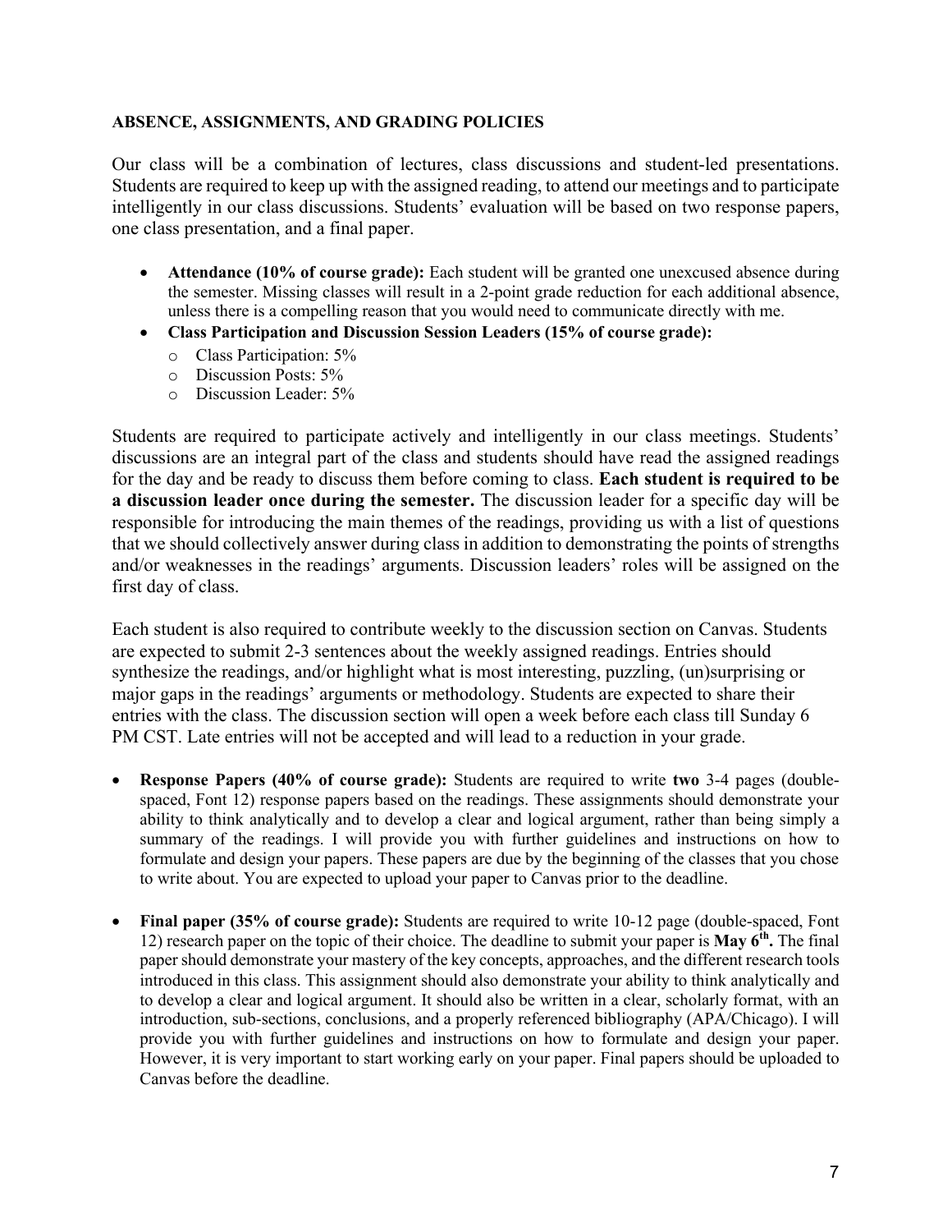**ABSENCE, ASSIGNMENTS, AND GRADING POLICIES**

Our class will be a combination of lectures, class discussions and student-led presentations. Students are required to keep up with the assigned reading, to attend our meetings and to participate intelligently in our class discussions. Students' evaluation will be based on two response papers, one class presentation, and a final paper.

- **Attendance (10% of course grade):** Each student will be granted one unexcused absence during the semester. Missing classes will result in a 2-point grade reduction for each additional absence, unless there is a compelling reason that you would need to communicate directly with me.
- **Class Participation and Discussion Session Leaders (15% of course grade):**
  - Class Participation: 5%
  - Discussion Posts: 5%
  - Discussion Leader: 5%

Students are required to participate actively and intelligently in our class meetings. Students' discussions are an integral part of the class and students should have read the assigned readings for the day and be ready to discuss them before coming to class. **Each student is required to be a discussion leader once during the semester.** The discussion leader for a specific day will be responsible for introducing the main themes of the readings, providing us with a list of questions that we should collectively answer during class in addition to demonstrating the points of strengths and/or weaknesses in the readings' arguments. Discussion leaders' roles will be assigned on the first day of class.

Each student is also required to contribute weekly to the discussion section on Canvas. Students are expected to submit 2-3 sentences about the weekly assigned readings. Entries should synthesize the readings, and/or highlight what is most interesting, puzzling, (un)surprising or major gaps in the readings' arguments or methodology. Students are expected to share their entries with the class. The discussion section will open a week before each class till Sunday 6 PM CST. Late entries will not be accepted and will lead to a reduction in your grade.

- **Response Papers (40% of course grade):** Students are required to write **two** 3-4 pages (double-spaced, Font 12) response papers based on the readings. These assignments should demonstrate your ability to think analytically and to develop a clear and logical argument, rather than being simply a summary of the readings. I will provide you with further guidelines and instructions on how to formulate and design your papers. These papers are due by the beginning of the classes that you chose to write about. You are expected to upload your paper to Canvas prior to the deadline.

- **Final paper (35% of course grade):** Students are required to write 10-12 page (double-spaced, Font 12) research paper on the topic of their choice. The deadline to submit your paper is **May 6th.** The final paper should demonstrate your mastery of the key concepts, approaches, and the different research tools introduced in this class. This assignment should also demonstrate your ability to think analytically and to develop a clear and logical argument. It should also be written in a clear, scholarly format, with an introduction, sub-sections, conclusions, and a properly referenced bibliography (APA/Chicago). I will provide you with further guidelines and instructions on how to formulate and design your paper. However, it is very important to start working early on your paper. Final papers should be uploaded to Canvas before the deadline.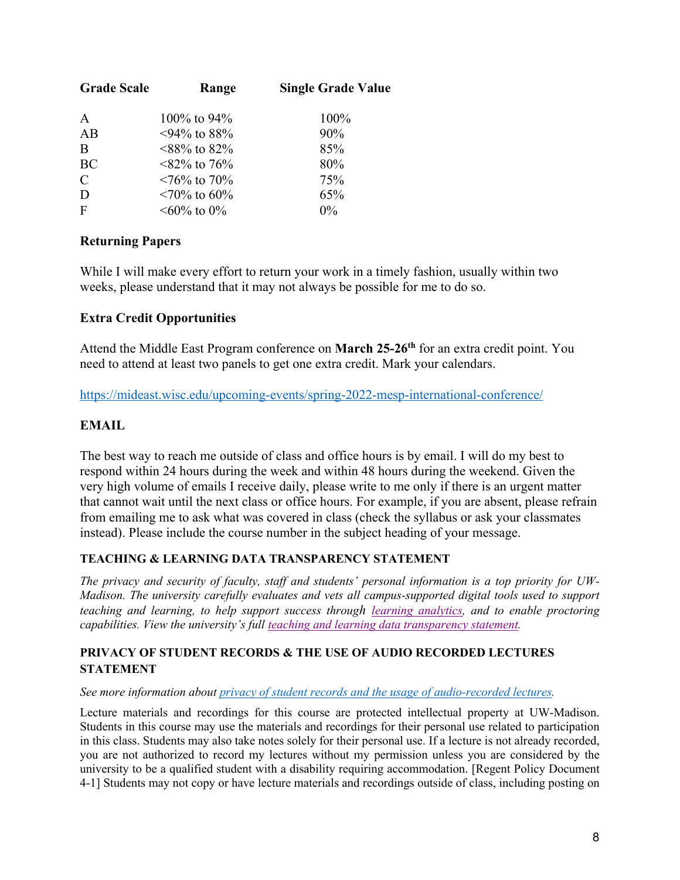| Grade Scale | Range | Single Grade Value |
| --- | --- | --- |
| A | 100% to 94% | 100% |
| AB | <94% to 88% | 90% |
| B | <88% to 82% | 85% |
| BC | <82% to 76% | 80% |
| C | <76% to 70% | 75% |
| D | <70% to 60% | 65% |
| F | <60% to 0% | 0% |

**Returning Papers**

While I will make every effort to return your work in a timely fashion, usually within two weeks, please understand that it may not always be possible for me to do so.

**Extra Credit Opportunities**

Attend the Middle East Program conference on **March 25-26th** for an extra credit point. You need to attend at least two panels to get one extra credit. Mark your calendars.

https://mideast.wisc.edu/upcoming-events/spring-2022-mesp-international-conference/

**EMAIL**

The best way to reach me outside of class and office hours is by email. I will do my best to respond within 24 hours during the week and within 48 hours during the weekend. Given the very high volume of emails I receive daily, please write to me only if there is an urgent matter that cannot wait until the next class or office hours. For example, if you are absent, please refrain from emailing me to ask what was covered in class (check the syllabus or ask your classmates instead). Please include the course number in the subject heading of your message.

**TEACHING & LEARNING DATA TRANSPARENCY STATEMENT**

*The privacy and security of faculty, staff and students' personal information is a top priority for UW-Madison. The university carefully evaluates and vets all campus-supported digital tools used to support teaching and learning, to help support success through learning analytics, and to enable proctoring capabilities. View the university's full teaching and learning data transparency statement.*

**PRIVACY OF STUDENT RECORDS & THE USE OF AUDIO RECORDED LECTURES STATEMENT**

*See more information about privacy of student records and the usage of audio-recorded lectures.*

Lecture materials and recordings for this course are protected intellectual property at UW-Madison. Students in this course may use the materials and recordings for their personal use related to participation in this class. Students may also take notes solely for their personal use. If a lecture is not already recorded, you are not authorized to record my lectures without my permission unless you are considered by the university to be a qualified student with a disability requiring accommodation. [Regent Policy Document 4-1] Students may not copy or have lecture materials and recordings outside of class, including posting on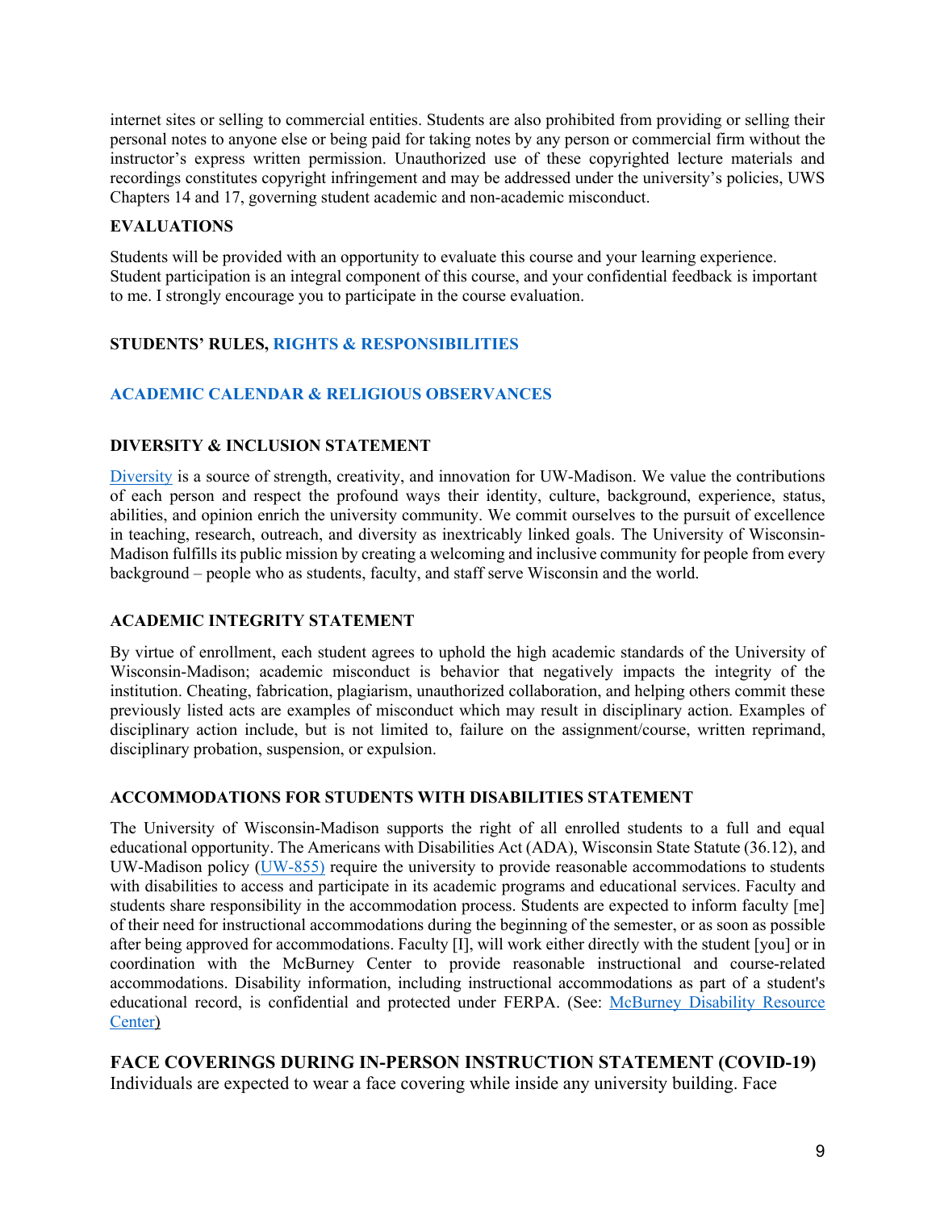internet sites or selling to commercial entities. Students are also prohibited from providing or selling their personal notes to anyone else or being paid for taking notes by any person or commercial firm without the instructor's express written permission. Unauthorized use of these copyrighted lecture materials and recordings constitutes copyright infringement and may be addressed under the university's policies, UWS Chapters 14 and 17, governing student academic and non-academic misconduct.

### EVALUATIONS

Students will be provided with an opportunity to evaluate this course and your learning experience. Student participation is an integral component of this course, and your confidential feedback is important to me. I strongly encourage you to participate in the course evaluation.

### STUDENTS' RULES, RIGHTS & RESPONSIBILITIES

### ACADEMIC CALENDAR & RELIGIOUS OBSERVANCES

### DIVERSITY & INCLUSION STATEMENT

Diversity is a source of strength, creativity, and innovation for UW-Madison. We value the contributions of each person and respect the profound ways their identity, culture, background, experience, status, abilities, and opinion enrich the university community. We commit ourselves to the pursuit of excellence in teaching, research, outreach, and diversity as inextricably linked goals. The University of Wisconsin-Madison fulfills its public mission by creating a welcoming and inclusive community for people from every background – people who as students, faculty, and staff serve Wisconsin and the world.

### ACADEMIC INTEGRITY STATEMENT

By virtue of enrollment, each student agrees to uphold the high academic standards of the University of Wisconsin-Madison; academic misconduct is behavior that negatively impacts the integrity of the institution. Cheating, fabrication, plagiarism, unauthorized collaboration, and helping others commit these previously listed acts are examples of misconduct which may result in disciplinary action. Examples of disciplinary action include, but is not limited to, failure on the assignment/course, written reprimand, disciplinary probation, suspension, or expulsion.

### ACCOMMODATIONS FOR STUDENTS WITH DISABILITIES STATEMENT

The University of Wisconsin-Madison supports the right of all enrolled students to a full and equal educational opportunity. The Americans with Disabilities Act (ADA), Wisconsin State Statute (36.12), and UW-Madison policy (UW-855) require the university to provide reasonable accommodations to students with disabilities to access and participate in its academic programs and educational services. Faculty and students share responsibility in the accommodation process. Students are expected to inform faculty [me] of their need for instructional accommodations during the beginning of the semester, or as soon as possible after being approved for accommodations. Faculty [I], will work either directly with the student [you] or in coordination with the McBurney Center to provide reasonable instructional and course-related accommodations. Disability information, including instructional accommodations as part of a student's educational record, is confidential and protected under FERPA. (See: McBurney Disability Resource Center)

### FACE COVERINGS DURING IN-PERSON INSTRUCTION STATEMENT (COVID-19)

Individuals are expected to wear a face covering while inside any university building. Face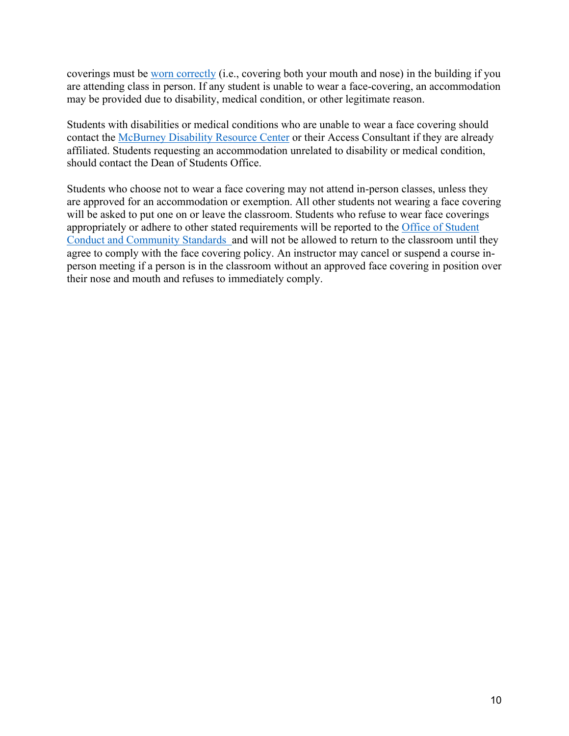coverings must be worn correctly (i.e., covering both your mouth and nose) in the building if you are attending class in person. If any student is unable to wear a face-covering, an accommodation may be provided due to disability, medical condition, or other legitimate reason.

Students with disabilities or medical conditions who are unable to wear a face covering should contact the McBurney Disability Resource Center or their Access Consultant if they are already affiliated. Students requesting an accommodation unrelated to disability or medical condition, should contact the Dean of Students Office.

Students who choose not to wear a face covering may not attend in-person classes, unless they are approved for an accommodation or exemption. All other students not wearing a face covering will be asked to put one on or leave the classroom. Students who refuse to wear face coverings appropriately or adhere to other stated requirements will be reported to the Office of Student Conduct and Community Standards and will not be allowed to return to the classroom until they agree to comply with the face covering policy. An instructor may cancel or suspend a course in-person meeting if a person is in the classroom without an approved face covering in position over their nose and mouth and refuses to immediately comply.